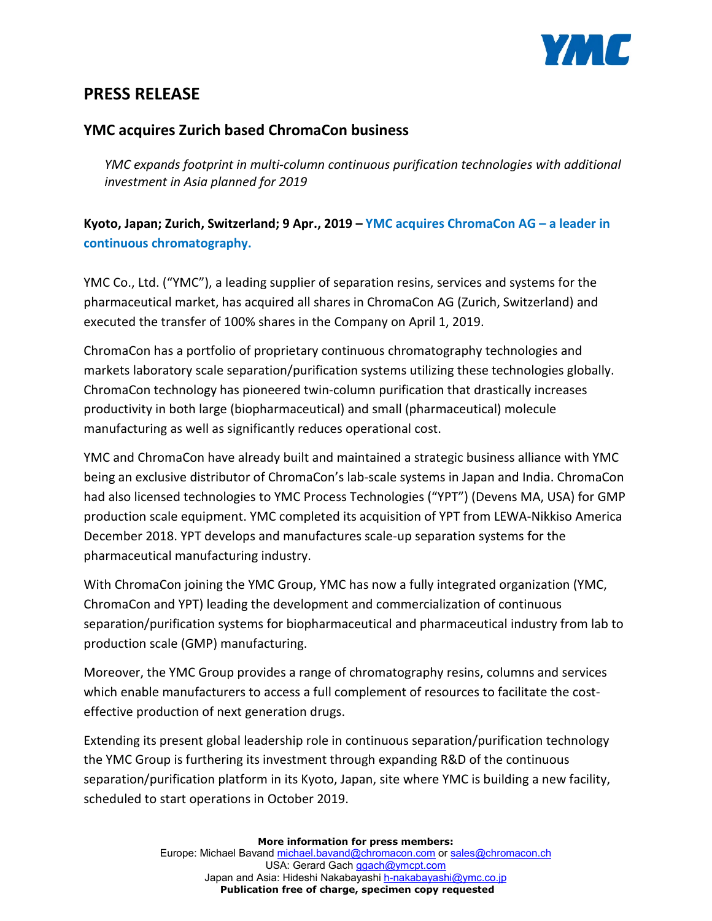# PRESS RELEASE

## YMC acquires Zurich based ChromaCon business

*YMC expands footprint in multi-column continuous purification technologies with additional investment in Asia planned for 2019*

**Kyoto, Japan; Zurich, Switzerland; 9 Apr., 2019 – YMC acquires ChromaCon AG – a leader in continuous chromatography.**

YMC Co., Ltd. ("YMC"), a leading supplier of separation resins, services and systems for the pharmaceutical market, has acquired all shares in ChromaCon AG (Zurich, Switzerland) and executed the transfer of 100% shares in the Company on April 1, 2019.

ChromaCon has a portfolio of proprietary continuous chromatography technologies and markets laboratory scale separation/purification systems utilizing these technologies globally. ChromaCon technology has pioneered twin-column purification that drastically increases productivity in both large (biopharmaceutical) and small (pharmaceutical) molecule manufacturing as well as significantly reduces operational cost.

YMC and ChromaCon have already built and maintained a strategic business alliance with YMC being an exclusive distributor of ChromaCon's lab-scale systems in Japan and India. ChromaCon had also licensed technologies to YMC Process Technologies ("YPT") (Devens MA, USA) for GMP production scale equipment. YMC completed its acquisition of YPT from LEWA-Nikkiso America December 2018. YPT develops and manufactures scale-up separation systems for the pharmaceutical manufacturing industry.

With ChromaCon joining the YMC Group, YMC has now a fully integrated organization (YMC, ChromaCon and YPT) leading the development and commercialization of continuous separation/purification systems for biopharmaceutical and pharmaceutical industry from lab to production scale (GMP) manufacturing.

Moreover, the YMC Group provides a range of chromatography resins, columns and services which enable manufacturers to access a full complement of resources to facilitate the cost-effective production of next generation drugs.

Extending its present global leadership role in continuous separation/purification technology the YMC Group is furthering its investment through expanding R&D of the continuous separation/purification platform in its Kyoto, Japan, site where YMC is building a new facility, scheduled to start operations in October 2019.

**More information for press members:**
Europe: Michael Bavand michael.bavand@chromacon.com or sales@chromacon.ch
USA: Gerard Gach ggach@ymcpt.com
Japan and Asia: Hideshi Nakabayashi h-nakabayashi@ymc.co.jp
**Publication free of charge, specimen copy requested**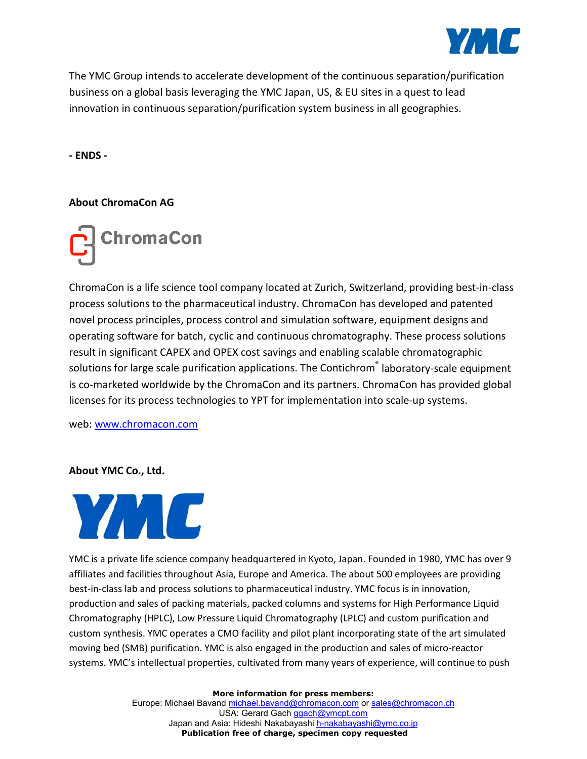The YMC Group intends to accelerate development of the continuous separation/purification business on a global basis leveraging the YMC Japan, US, & EU sites in a quest to lead innovation in continuous separation/purification system business in all geographies.

**- ENDS -**

**About ChromaCon AG**

ChromaCon is a life science tool company located at Zurich, Switzerland, providing best-in-class process solutions to the pharmaceutical industry. ChromaCon has developed and patented novel process principles, process control and simulation software, equipment designs and operating software for batch, cyclic and continuous chromatography. These process solutions result in significant CAPEX and OPEX cost savings and enabling scalable chromatographic solutions for large scale purification applications. The Contichrom® laboratory-scale equipment is co-marketed worldwide by the ChromaCon and its partners. ChromaCon has provided global licenses for its process technologies to YPT for implementation into scale-up systems.

web: [www.chromacon.com](http://www.chromacon.com)

**About YMC Co., Ltd.**

YMC is a private life science company headquartered in Kyoto, Japan. Founded in 1980, YMC has over 9 affiliates and facilities throughout Asia, Europe and America. The about 500 employees are providing best-in-class lab and process solutions to pharmaceutical industry. YMC focus is in innovation, production and sales of packing materials, packed columns and systems for High Performance Liquid Chromatography (HPLC), Low Pressure Liquid Chromatography (LPLC) and custom purification and custom synthesis. YMC operates a CMO facility and pilot plant incorporating state of the art simulated moving bed (SMB) purification. YMC is also engaged in the production and sales of micro-reactor systems. YMC's intellectual properties, cultivated from many years of experience, will continue to push

**More information for press members:**
Europe: Michael Bavand michael.bavand@chromacon.com or sales@chromacon.ch
USA: Gerard Gach ggach@ymcpt.com
Japan and Asia: Hideshi Nakabayashi h-nakabayashi@ymc.co.jp
**Publication free of charge, specimen copy requested**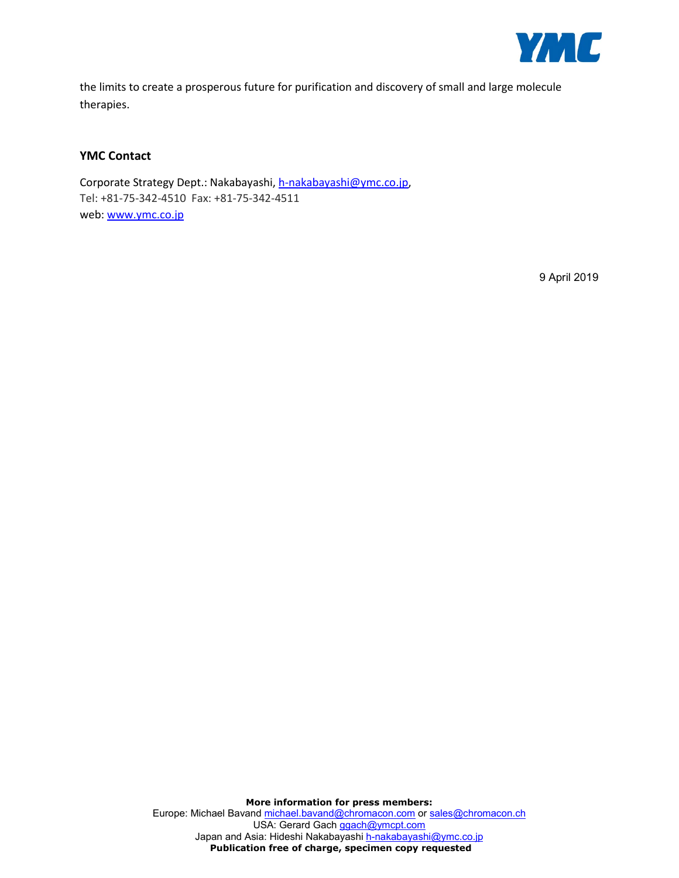the limits to create a prosperous future for purification and discovery of small and large molecule therapies.

**YMC Contact**

Corporate Strategy Dept.: Nakabayashi, h-nakabayashi@ymc.co.jp,
Tel: +81-75-342-4510  Fax: +81-75-342-4511
web: www.ymc.co.jp

9 April 2019

**More information for press members:**
Europe: Michael Bavand michael.bavand@chromacon.com or sales@chromacon.ch
USA: Gerard Gach ggach@ymcpt.com
Japan and Asia: Hideshi Nakabayashi h-nakabayashi@ymc.co.jp
**Publication free of charge, specimen copy requested**